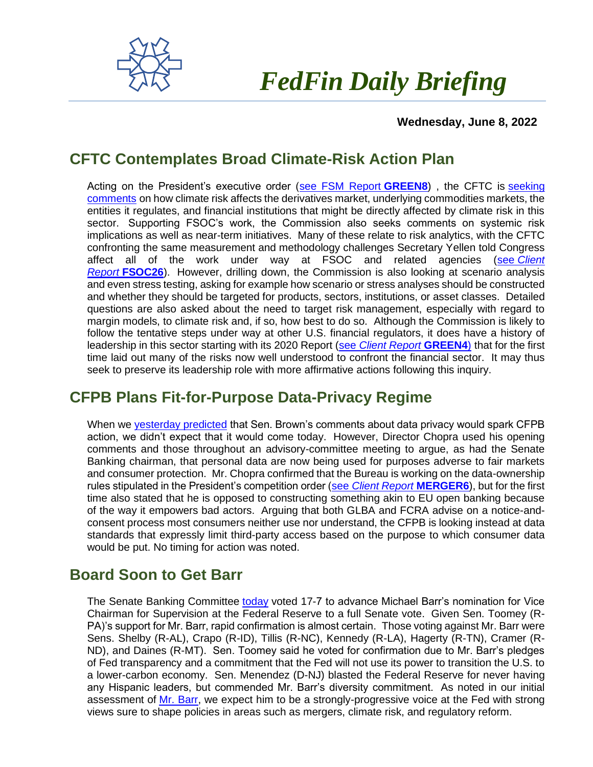# *FedFin Daily Briefing*

**Wednesday, June 8, 2022**

## CFTC Contemplates Broad Climate-Risk Action Plan

Acting on the President's executive order (see FSM Report **GREEN8**) , the CFTC is seeking comments on how climate risk affects the derivatives market, underlying commodities markets, the entities it regulates, and financial institutions that might be directly affected by climate risk in this sector. Supporting FSOC's work, the Commission also seeks comments on systemic risk implications as well as near-term initiatives. Many of these relate to risk analytics, with the CFTC confronting the same measurement and methodology challenges Secretary Yellen told Congress affect all of the work under way at FSOC and related agencies (see *Client Report* **FSOC26**). However, drilling down, the Commission is also looking at scenario analysis and even stress testing, asking for example how scenario or stress analyses should be constructed and whether they should be targeted for products, sectors, institutions, or asset classes. Detailed questions are also asked about the need to target risk management, especially with regard to margin models, to climate risk and, if so, how best to do so. Although the Commission is likely to follow the tentative steps under way at other U.S. financial regulators, it does have a history of leadership in this sector starting with its 2020 Report (see *Client Report* **GREEN4**) that for the first time laid out many of the risks now well understood to confront the financial sector. It may thus seek to preserve its leadership role with more affirmative actions following this inquiry.

## CFPB Plans Fit-for-Purpose Data-Privacy Regime

When we yesterday predicted that Sen. Brown's comments about data privacy would spark CFPB action, we didn't expect that it would come today. However, Director Chopra used his opening comments and those throughout an advisory-committee meeting to argue, as had the Senate Banking chairman, that personal data are now being used for purposes adverse to fair markets and consumer protection. Mr. Chopra confirmed that the Bureau is working on the data-ownership rules stipulated in the President's competition order (see *Client Report* **MERGER6**), but for the first time also stated that he is opposed to constructing something akin to EU open banking because of the way it empowers bad actors. Arguing that both GLBA and FCRA advise on a notice-and-consent process most consumers neither use nor understand, the CFPB is looking instead at data standards that expressly limit third-party access based on the purpose to which consumer data would be put. No timing for action was noted.

## Board Soon to Get Barr

The Senate Banking Committee today voted 17-7 to advance Michael Barr's nomination for Vice Chairman for Supervision at the Federal Reserve to a full Senate vote. Given Sen. Toomey (R-PA)'s support for Mr. Barr, rapid confirmation is almost certain. Those voting against Mr. Barr were Sens. Shelby (R-AL), Crapo (R-ID), Tillis (R-NC), Kennedy (R-LA), Hagerty (R-TN), Cramer (R-ND), and Daines (R-MT). Sen. Toomey said he voted for confirmation due to Mr. Barr's pledges of Fed transparency and a commitment that the Fed will not use its power to transition the U.S. to a lower-carbon economy. Sen. Menendez (D-NJ) blasted the Federal Reserve for never having any Hispanic leaders, but commended Mr. Barr's diversity commitment. As noted in our initial assessment of Mr. Barr, we expect him to be a strongly-progressive voice at the Fed with strong views sure to shape policies in areas such as mergers, climate risk, and regulatory reform.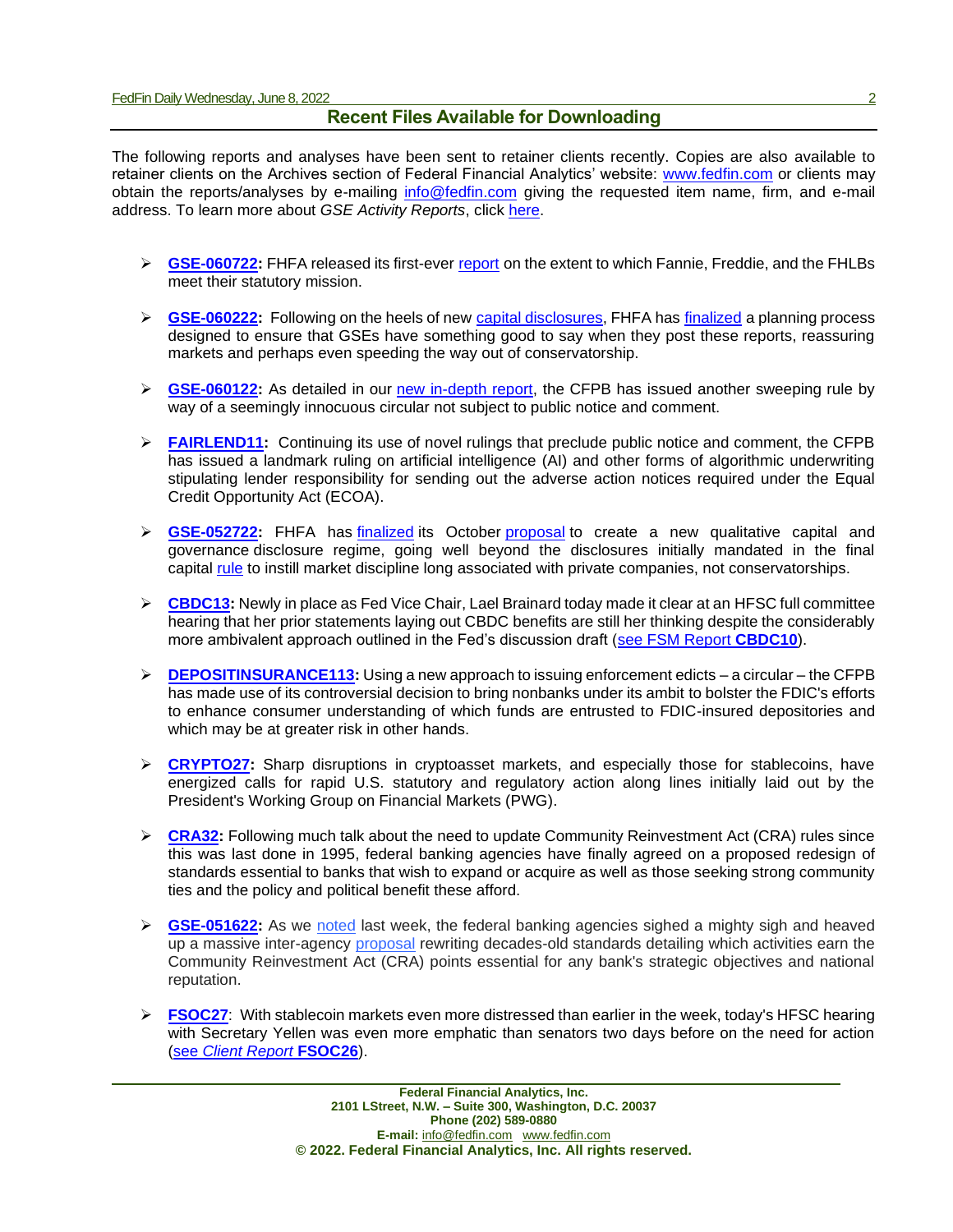## Recent Files Available for Downloading

The following reports and analyses have been sent to retainer clients recently. Copies are also available to retainer clients on the Archives section of Federal Financial Analytics' website: www.fedfin.com or clients may obtain the reports/analyses by e-mailing info@fedfin.com giving the requested item name, firm, and e-mail address. To learn more about *GSE Activity Reports*, click here.

- **GSE-060722:** FHFA released its first-ever report on the extent to which Fannie, Freddie, and the FHLBs meet their statutory mission.
- **GSE-060222:** Following on the heels of new capital disclosures, FHFA has finalized a planning process designed to ensure that GSEs have something good to say when they post these reports, reassuring markets and perhaps even speeding the way out of conservatorship.
- **GSE-060122:** As detailed in our new in-depth report, the CFPB has issued another sweeping rule by way of a seemingly innocuous circular not subject to public notice and comment.
- **FAIRLEND11:** Continuing its use of novel rulings that preclude public notice and comment, the CFPB has issued a landmark ruling on artificial intelligence (AI) and other forms of algorithmic underwriting stipulating lender responsibility for sending out the adverse action notices required under the Equal Credit Opportunity Act (ECOA).
- **GSE-052722:** FHFA has finalized its October proposal to create a new qualitative capital and governance disclosure regime, going well beyond the disclosures initially mandated in the final capital rule to instill market discipline long associated with private companies, not conservatorships.
- **CBDC13:** Newly in place as Fed Vice Chair, Lael Brainard today made it clear at an HFSC full committee hearing that her prior statements laying out CBDC benefits are still her thinking despite the considerably more ambivalent approach outlined in the Fed's discussion draft (see FSM Report **CBDC10**).
- **DEPOSITINSURANCE113:** Using a new approach to issuing enforcement edicts – a circular – the CFPB has made use of its controversial decision to bring nonbanks under its ambit to bolster the FDIC's efforts to enhance consumer understanding of which funds are entrusted to FDIC-insured depositories and which may be at greater risk in other hands.
- **CRYPTO27:** Sharp disruptions in cryptoasset markets, and especially those for stablecoins, have energized calls for rapid U.S. statutory and regulatory action along lines initially laid out by the President's Working Group on Financial Markets (PWG).
- **CRA32:** Following much talk about the need to update Community Reinvestment Act (CRA) rules since this was last done in 1995, federal banking agencies have finally agreed on a proposed redesign of standards essential to banks that wish to expand or acquire as well as those seeking strong community ties and the policy and political benefit these afford.
- **GSE-051622:** As we noted last week, the federal banking agencies sighed a mighty sigh and heaved up a massive inter-agency proposal rewriting decades-old standards detailing which activities earn the Community Reinvestment Act (CRA) points essential for any bank's strategic objectives and national reputation.
- **FSOC27**: With stablecoin markets even more distressed than earlier in the week, today's HFSC hearing with Secretary Yellen was even more emphatic than senators two days before on the need for action (see *Client Report* **FSOC26**).

**Federal Financial Analytics, Inc.**
**2101 LStreet, N.W. – Suite 300, Washington, D.C. 20037**
**Phone (202) 589-0880**
**E-mail:** info@fedfin.com www.fedfin.com
**© 2022. Federal Financial Analytics, Inc. All rights reserved.**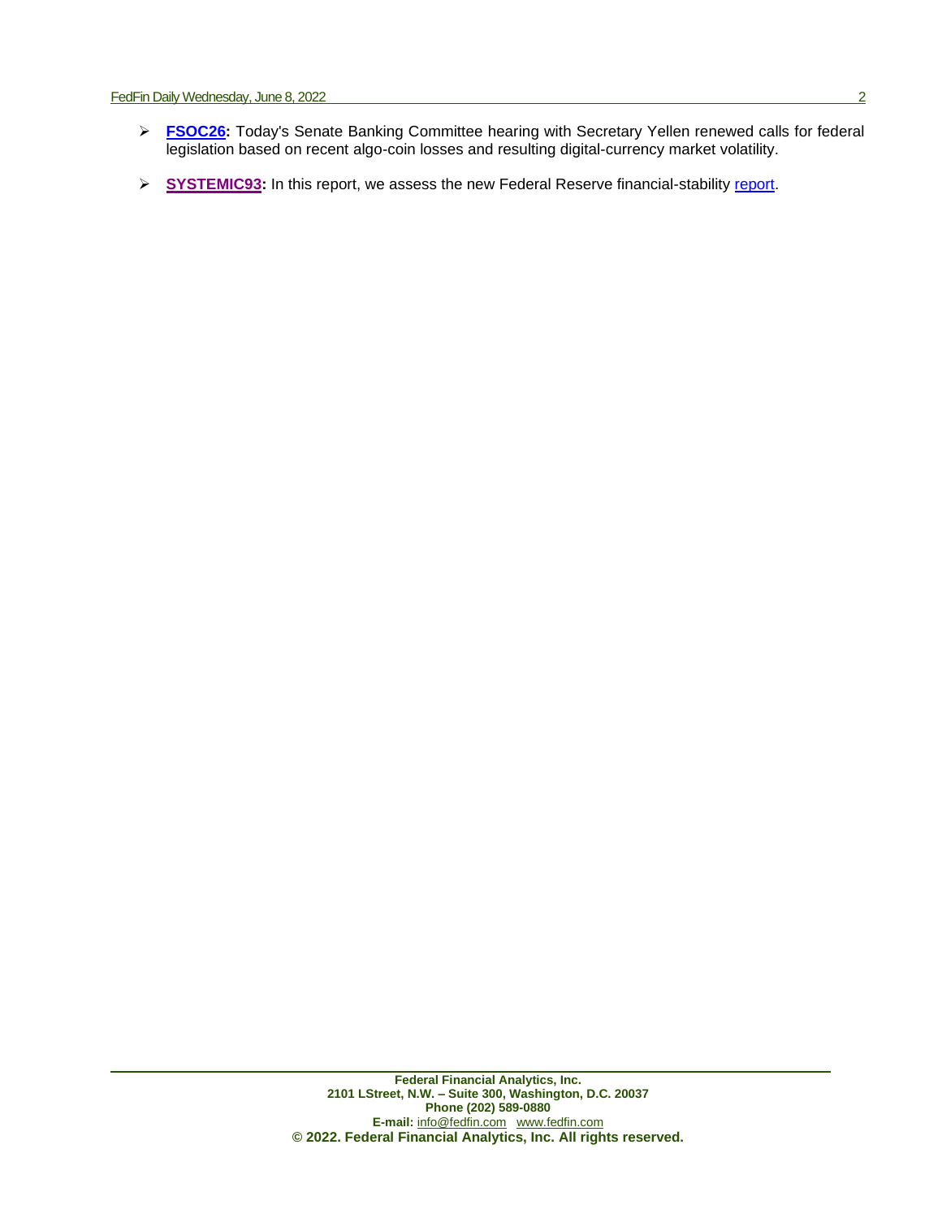- **FSOC26:** Today's Senate Banking Committee hearing with Secretary Yellen renewed calls for federal legislation based on recent algo-coin losses and resulting digital-currency market volatility.
- **SYSTEMIC93:** In this report, we assess the new Federal Reserve financial-stability report.

**Federal Financial Analytics, Inc.**
**2101 LStreet, N.W. – Suite 300, Washington, D.C. 20037**
**Phone (202) 589-0880**
**E-mail:** info@fedfin.com www.fedfin.com
**© 2022. Federal Financial Analytics, Inc. All rights reserved.**